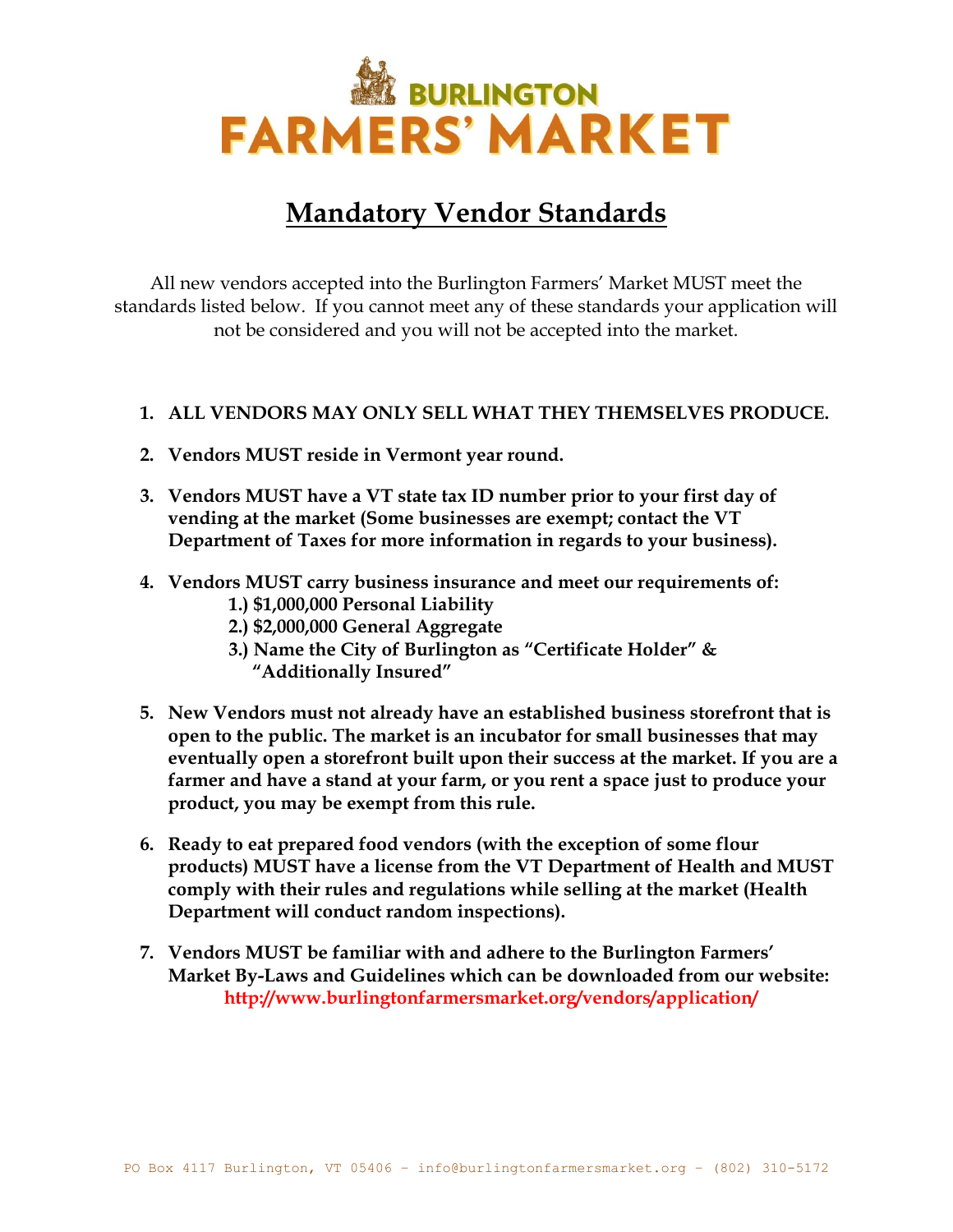# BURLINGTON FARMERS' MARKET

## Mandatory Vendor Standards

All new vendors accepted into the Burlington Farmers' Market MUST meet the standards listed below. If you cannot meet any of these standards your application will not be considered and you will not be accepted into the market.

1. **ALL VENDORS MAY ONLY SELL WHAT THEY THEMSELVES PRODUCE.**

2. **Vendors MUST reside in Vermont year round.**

3. **Vendors MUST have a VT state tax ID number prior to your first day of vending at the market (Some businesses are exempt; contact the VT Department of Taxes for more information in regards to your business).**

4. **Vendors MUST carry business insurance and meet our requirements of:**
   1. **$1,000,000 Personal Liability**
   2. **$2,000,000 General Aggregate**
   3. **Name the City of Burlington as "Certificate Holder" & "Additionally Insured"**

5. **New Vendors must not already have an established business storefront that is open to the public. The market is an incubator for small businesses that may eventually open a storefront built upon their success at the market. If you are a farmer and have a stand at your farm, or you rent a space just to produce your product, you may be exempt from this rule.**

6. **Ready to eat prepared food vendors (with the exception of some flour products) MUST have a license from the VT Department of Health and MUST comply with their rules and regulations while selling at the market (Health Department will conduct random inspections).**

7. **Vendors MUST be familiar with and adhere to the Burlington Farmers' Market By-Laws and Guidelines which can be downloaded from our website: http://www.burlingtonfarmersmarket.org/vendors/application/**

PO Box 4117 Burlington, VT 05406 - info@burlingtonfarmersmarket.org - (802) 310-5172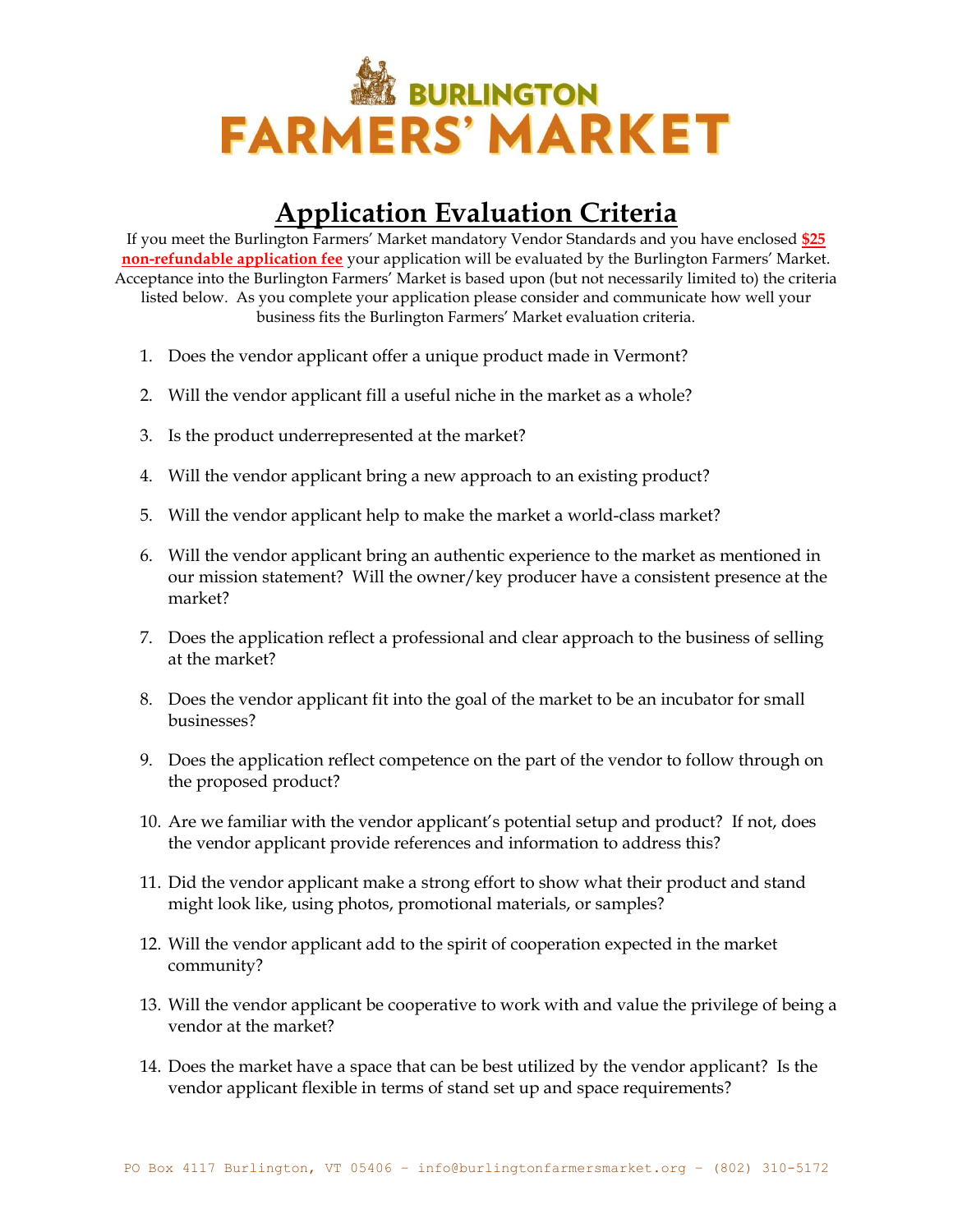# BURLINGTON FARMERS' MARKET

## Application Evaluation Criteria

If you meet the Burlington Farmers' Market mandatory Vendor Standards and you have enclosed **$25 non-refundable application fee** your application will be evaluated by the Burlington Farmers' Market. Acceptance into the Burlington Farmers' Market is based upon (but not necessarily limited to) the criteria listed below. As you complete your application please consider and communicate how well your business fits the Burlington Farmers' Market evaluation criteria.

1. Does the vendor applicant offer a unique product made in Vermont?
2. Will the vendor applicant fill a useful niche in the market as a whole?
3. Is the product underrepresented at the market?
4. Will the vendor applicant bring a new approach to an existing product?
5. Will the vendor applicant help to make the market a world-class market?
6. Will the vendor applicant bring an authentic experience to the market as mentioned in our mission statement? Will the owner/key producer have a consistent presence at the market?
7. Does the application reflect a professional and clear approach to the business of selling at the market?
8. Does the vendor applicant fit into the goal of the market to be an incubator for small businesses?
9. Does the application reflect competence on the part of the vendor to follow through on the proposed product?
10. Are we familiar with the vendor applicant's potential setup and product? If not, does the vendor applicant provide references and information to address this?
11. Did the vendor applicant make a strong effort to show what their product and stand might look like, using photos, promotional materials, or samples?
12. Will the vendor applicant add to the spirit of cooperation expected in the market community?
13. Will the vendor applicant be cooperative to work with and value the privilege of being a vendor at the market?
14. Does the market have a space that can be best utilized by the vendor applicant? Is the vendor applicant flexible in terms of stand set up and space requirements?

PO Box 4117 Burlington, VT 05406 - info@burlingtonfarmersmarket.org - (802) 310-5172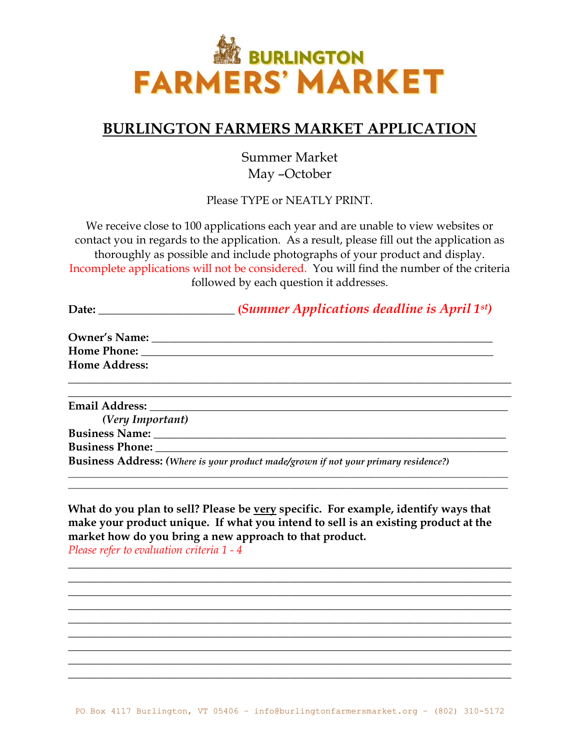# BURLINGTON FARMERS' MARKET

## BURLINGTON FARMERS MARKET APPLICATION

Summer Market
May –October

Please TYPE or NEATLY PRINT.

We receive close to 100 applications each year and are unable to view websites or contact you in regards to the application. As a result, please fill out the application as thoroughly as possible and include photographs of your product and display. Incomplete applications will not be considered. You will find the number of the criteria followed by each question it addresses.

**Date:** ______________________ ***(Summer Applications deadline is April 1st)***

**Owner's Name:** ____________________________________________________________
**Home Phone:** ______________________________________________________________
**Home Address:**
______________________________________________________________________________
______________________________________________________________________________

**Email Address:** ____________________________________________________________
***(Very Important)***
**Business Name:** ___________________________________________________________
**Business Phone:** __________________________________________________________
**Business Address:** ***(Where is your product made/grown if not your primary residence?)***
______________________________________________________________________________
______________________________________________________________________________

**What do you plan to sell? Please be very specific. For example, identify ways that make your product unique. If what you intend to sell is an existing product at the market how do you bring a new approach to that product.**
*Please refer to evaluation criteria 1 - 4*

______________________________________________________________________________
______________________________________________________________________________
______________________________________________________________________________
______________________________________________________________________________
______________________________________________________________________________
______________________________________________________________________________
______________________________________________________________________________
______________________________________________________________________________
______________________________________________________________________________

PO Box 4117 Burlington, VT 05406 - info@burlingtonfarmersmarket.org - (802) 310-5172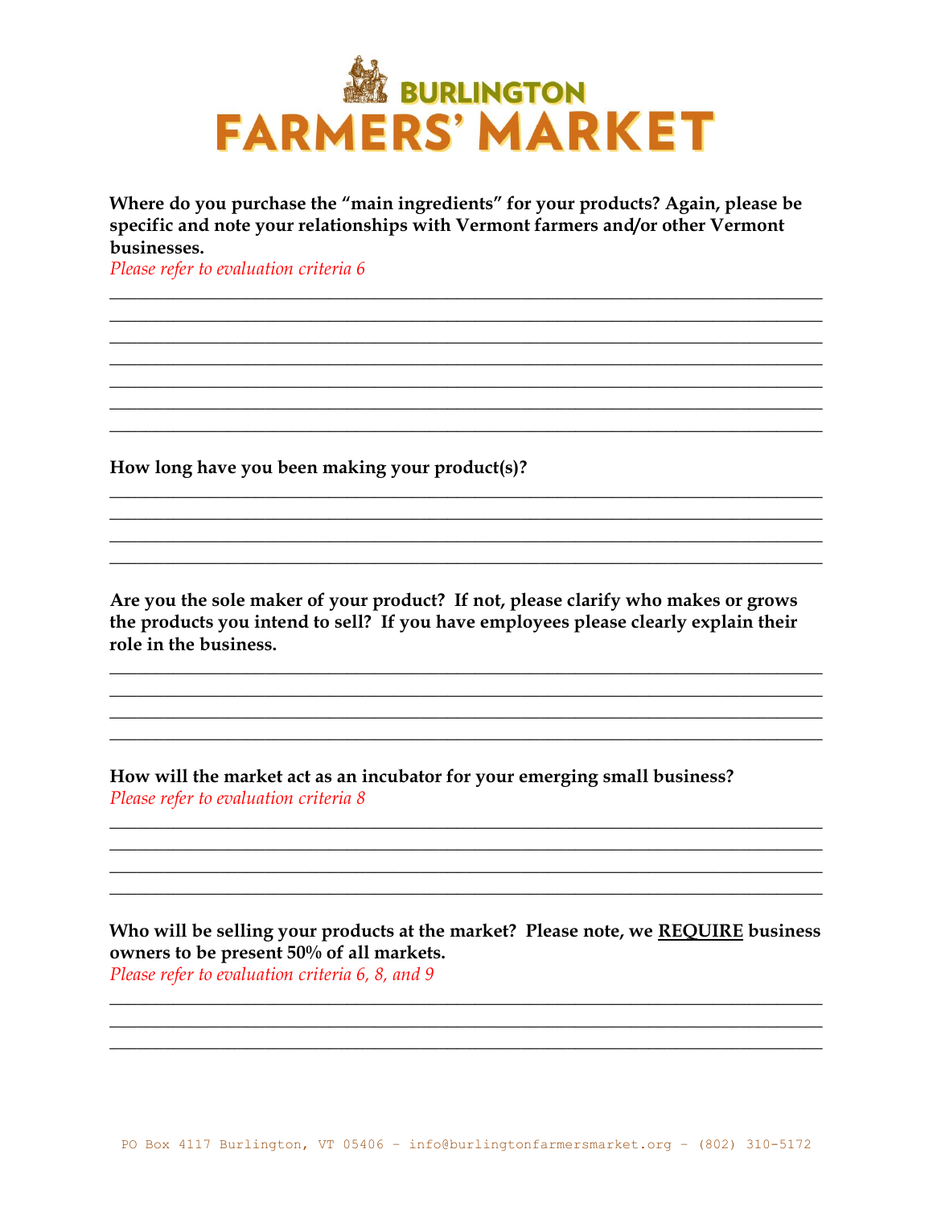**Where do you purchase the "main ingredients" for your products? Again, please be specific and note your relationships with Vermont farmers and/or other Vermont businesses.**

*Please refer to evaluation criteria 6*

\_\_\_\_\_\_\_\_\_\_\_\_\_\_\_\_\_\_\_\_\_\_\_\_\_\_\_\_\_\_\_\_\_\_\_\_\_\_\_\_\_\_\_\_\_\_\_\_\_\_\_\_\_\_\_\_\_\_\_\_\_\_\_\_\_\_\_\_\_\_\_\_
\_\_\_\_\_\_\_\_\_\_\_\_\_\_\_\_\_\_\_\_\_\_\_\_\_\_\_\_\_\_\_\_\_\_\_\_\_\_\_\_\_\_\_\_\_\_\_\_\_\_\_\_\_\_\_\_\_\_\_\_\_\_\_\_\_\_\_\_\_\_\_\_
\_\_\_\_\_\_\_\_\_\_\_\_\_\_\_\_\_\_\_\_\_\_\_\_\_\_\_\_\_\_\_\_\_\_\_\_\_\_\_\_\_\_\_\_\_\_\_\_\_\_\_\_\_\_\_\_\_\_\_\_\_\_\_\_\_\_\_\_\_\_\_\_
\_\_\_\_\_\_\_\_\_\_\_\_\_\_\_\_\_\_\_\_\_\_\_\_\_\_\_\_\_\_\_\_\_\_\_\_\_\_\_\_\_\_\_\_\_\_\_\_\_\_\_\_\_\_\_\_\_\_\_\_\_\_\_\_\_\_\_\_\_\_\_\_
\_\_\_\_\_\_\_\_\_\_\_\_\_\_\_\_\_\_\_\_\_\_\_\_\_\_\_\_\_\_\_\_\_\_\_\_\_\_\_\_\_\_\_\_\_\_\_\_\_\_\_\_\_\_\_\_\_\_\_\_\_\_\_\_\_\_\_\_\_\_\_\_
\_\_\_\_\_\_\_\_\_\_\_\_\_\_\_\_\_\_\_\_\_\_\_\_\_\_\_\_\_\_\_\_\_\_\_\_\_\_\_\_\_\_\_\_\_\_\_\_\_\_\_\_\_\_\_\_\_\_\_\_\_\_\_\_\_\_\_\_\_\_\_\_
\_\_\_\_\_\_\_\_\_\_\_\_\_\_\_\_\_\_\_\_\_\_\_\_\_\_\_\_\_\_\_\_\_\_\_\_\_\_\_\_\_\_\_\_\_\_\_\_\_\_\_\_\_\_\_\_\_\_\_\_\_\_\_\_\_\_\_\_\_\_\_\_

**How long have you been making your product(s)?**

\_\_\_\_\_\_\_\_\_\_\_\_\_\_\_\_\_\_\_\_\_\_\_\_\_\_\_\_\_\_\_\_\_\_\_\_\_\_\_\_\_\_\_\_\_\_\_\_\_\_\_\_\_\_\_\_\_\_\_\_\_\_\_\_\_\_\_\_\_\_\_\_
\_\_\_\_\_\_\_\_\_\_\_\_\_\_\_\_\_\_\_\_\_\_\_\_\_\_\_\_\_\_\_\_\_\_\_\_\_\_\_\_\_\_\_\_\_\_\_\_\_\_\_\_\_\_\_\_\_\_\_\_\_\_\_\_\_\_\_\_\_\_\_\_
\_\_\_\_\_\_\_\_\_\_\_\_\_\_\_\_\_\_\_\_\_\_\_\_\_\_\_\_\_\_\_\_\_\_\_\_\_\_\_\_\_\_\_\_\_\_\_\_\_\_\_\_\_\_\_\_\_\_\_\_\_\_\_\_\_\_\_\_\_\_\_\_
\_\_\_\_\_\_\_\_\_\_\_\_\_\_\_\_\_\_\_\_\_\_\_\_\_\_\_\_\_\_\_\_\_\_\_\_\_\_\_\_\_\_\_\_\_\_\_\_\_\_\_\_\_\_\_\_\_\_\_\_\_\_\_\_\_\_\_\_\_\_\_\_

**Are you the sole maker of your product? If not, please clarify who makes or grows the products you intend to sell? If you have employees please clearly explain their role in the business.**

\_\_\_\_\_\_\_\_\_\_\_\_\_\_\_\_\_\_\_\_\_\_\_\_\_\_\_\_\_\_\_\_\_\_\_\_\_\_\_\_\_\_\_\_\_\_\_\_\_\_\_\_\_\_\_\_\_\_\_\_\_\_\_\_\_\_\_\_\_\_\_\_
\_\_\_\_\_\_\_\_\_\_\_\_\_\_\_\_\_\_\_\_\_\_\_\_\_\_\_\_\_\_\_\_\_\_\_\_\_\_\_\_\_\_\_\_\_\_\_\_\_\_\_\_\_\_\_\_\_\_\_\_\_\_\_\_\_\_\_\_\_\_\_\_
\_\_\_\_\_\_\_\_\_\_\_\_\_\_\_\_\_\_\_\_\_\_\_\_\_\_\_\_\_\_\_\_\_\_\_\_\_\_\_\_\_\_\_\_\_\_\_\_\_\_\_\_\_\_\_\_\_\_\_\_\_\_\_\_\_\_\_\_\_\_\_\_
\_\_\_\_\_\_\_\_\_\_\_\_\_\_\_\_\_\_\_\_\_\_\_\_\_\_\_\_\_\_\_\_\_\_\_\_\_\_\_\_\_\_\_\_\_\_\_\_\_\_\_\_\_\_\_\_\_\_\_\_\_\_\_\_\_\_\_\_\_\_\_\_

**How will the market act as an incubator for your emerging small business?**

*Please refer to evaluation criteria 8*

\_\_\_\_\_\_\_\_\_\_\_\_\_\_\_\_\_\_\_\_\_\_\_\_\_\_\_\_\_\_\_\_\_\_\_\_\_\_\_\_\_\_\_\_\_\_\_\_\_\_\_\_\_\_\_\_\_\_\_\_\_\_\_\_\_\_\_\_\_\_\_\_
\_\_\_\_\_\_\_\_\_\_\_\_\_\_\_\_\_\_\_\_\_\_\_\_\_\_\_\_\_\_\_\_\_\_\_\_\_\_\_\_\_\_\_\_\_\_\_\_\_\_\_\_\_\_\_\_\_\_\_\_\_\_\_\_\_\_\_\_\_\_\_\_
\_\_\_\_\_\_\_\_\_\_\_\_\_\_\_\_\_\_\_\_\_\_\_\_\_\_\_\_\_\_\_\_\_\_\_\_\_\_\_\_\_\_\_\_\_\_\_\_\_\_\_\_\_\_\_\_\_\_\_\_\_\_\_\_\_\_\_\_\_\_\_\_
\_\_\_\_\_\_\_\_\_\_\_\_\_\_\_\_\_\_\_\_\_\_\_\_\_\_\_\_\_\_\_\_\_\_\_\_\_\_\_\_\_\_\_\_\_\_\_\_\_\_\_\_\_\_\_\_\_\_\_\_\_\_\_\_\_\_\_\_\_\_\_\_

**Who will be selling your products at the market? Please note, we <u>REQUIRE</u> business owners to be present 50% of all markets.**

*Please refer to evaluation criteria 6, 8, and 9*

\_\_\_\_\_\_\_\_\_\_\_\_\_\_\_\_\_\_\_\_\_\_\_\_\_\_\_\_\_\_\_\_\_\_\_\_\_\_\_\_\_\_\_\_\_\_\_\_\_\_\_\_\_\_\_\_\_\_\_\_\_\_\_\_\_\_\_\_\_\_\_\_
\_\_\_\_\_\_\_\_\_\_\_\_\_\_\_\_\_\_\_\_\_\_\_\_\_\_\_\_\_\_\_\_\_\_\_\_\_\_\_\_\_\_\_\_\_\_\_\_\_\_\_\_\_\_\_\_\_\_\_\_\_\_\_\_\_\_\_\_\_\_\_\_
\_\_\_\_\_\_\_\_\_\_\_\_\_\_\_\_\_\_\_\_\_\_\_\_\_\_\_\_\_\_\_\_\_\_\_\_\_\_\_\_\_\_\_\_\_\_\_\_\_\_\_\_\_\_\_\_\_\_\_\_\_\_\_\_\_\_\_\_\_\_\_\_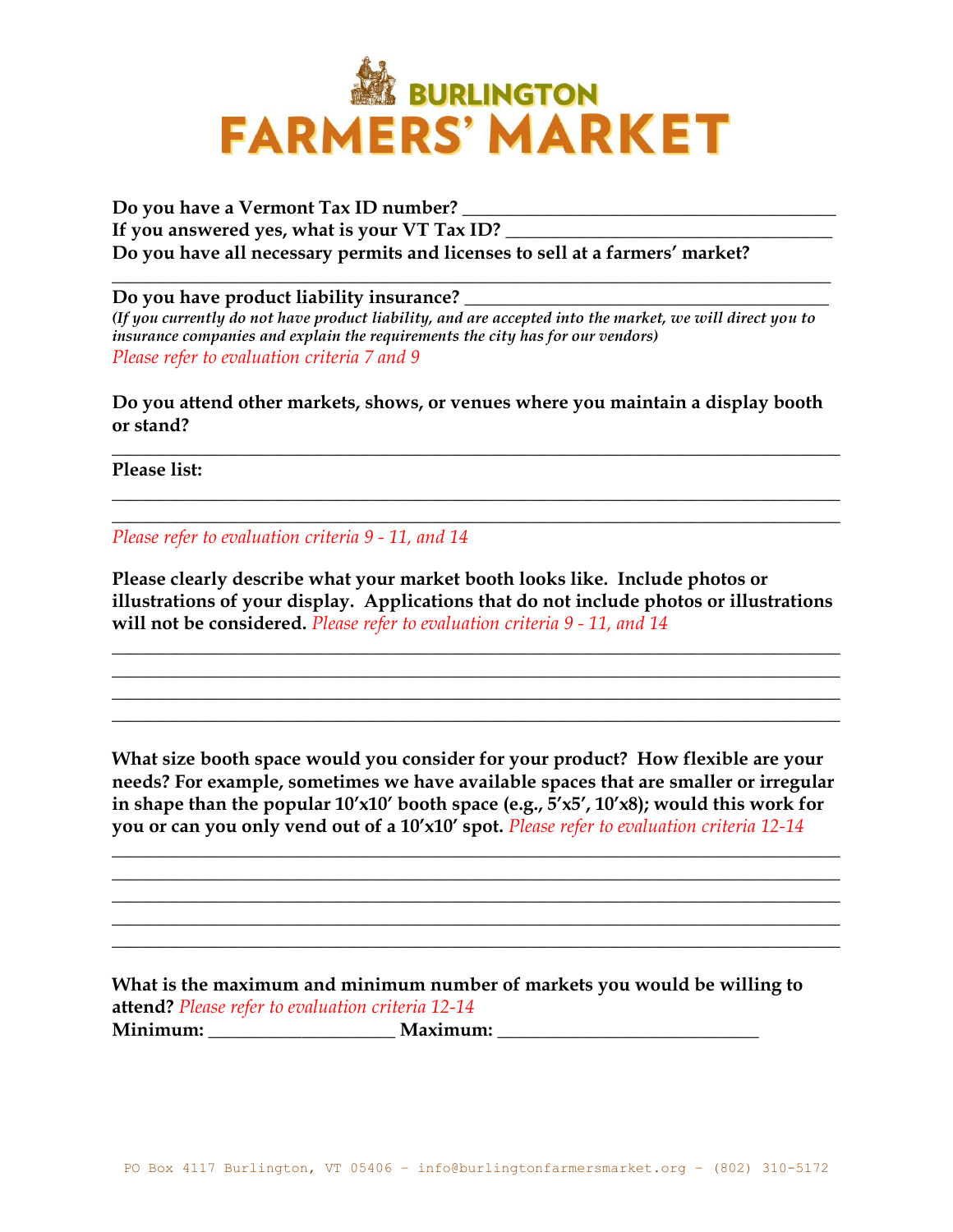# BURLINGTON FARMERS' MARKET

**Do you have a Vermont Tax ID number?** ________________________________________

**If you answered yes, what is your VT Tax ID?** ________________________________

**Do you have all necessary permits and licenses to sell at a farmers' market?**

____________________________________________________________________________

**Do you have product liability insurance?** ______________________________________

***(If you currently do not have product liability, and are accepted into the market, we will direct you to insurance companies and explain the requirements the city has for our vendors)***

*Please refer to evaluation criteria 7 and 9*

**Do you attend other markets, shows, or venues where you maintain a display booth or stand?**

____________________________________________________________________________

**Please list:**

____________________________________________________________________________

____________________________________________________________________________

*Please refer to evaluation criteria 9 - 11, and 14*

**Please clearly describe what your market booth looks like. Include photos or illustrations of your display. Applications that do not include photos or illustrations will not be considered.** *Please refer to evaluation criteria 9 - 11, and 14*

____________________________________________________________________________

____________________________________________________________________________

____________________________________________________________________________

____________________________________________________________________________

**What size booth space would you consider for your product? How flexible are your needs? For example, sometimes we have available spaces that are smaller or irregular in shape than the popular 10'x10' booth space (e.g., 5'x5', 10'x8); would this work for you or can you only vend out of a 10'x10' spot.** *Please refer to evaluation criteria 12-14*

____________________________________________________________________________

____________________________________________________________________________

____________________________________________________________________________

____________________________________________________________________________

____________________________________________________________________________

**What is the maximum and minimum number of markets you would be willing to attend?** *Please refer to evaluation criteria 12-14*

**Minimum:** ____________________ **Maximum:** ____________________________

PO Box 4117 Burlington, VT 05406 - info@burlingtonfarmersmarket.org - (802) 310-5172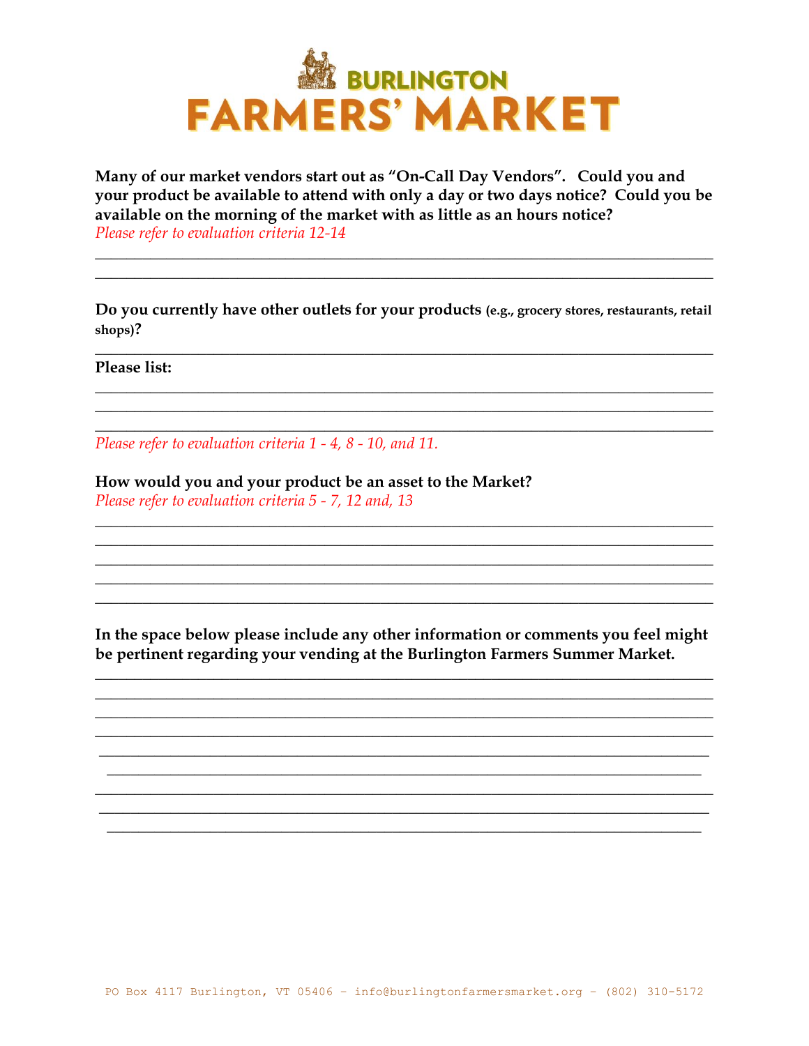# BURLINGTON FARMERS' MARKET

**Many of our market vendors start out as "On-Call Day Vendors". Could you and your product be available to attend with only a day or two days notice? Could you be available on the morning of the market with as little as an hours notice?**
*Please refer to evaluation criteria 12-14*

______________________________________________________________________________
______________________________________________________________________________

**Do you currently have other outlets for your products (e.g., grocery stores, restaurants, retail shops)?**

______________________________________________________________________________

**Please list:**

______________________________________________________________________________
______________________________________________________________________________
______________________________________________________________________________

*Please refer to evaluation criteria 1 - 4, 8 - 10, and 11.*

**How would you and your product be an asset to the Market?**
*Please refer to evaluation criteria 5 - 7, 12 and, 13*

______________________________________________________________________________
______________________________________________________________________________
______________________________________________________________________________
______________________________________________________________________________
______________________________________________________________________________

**In the space below please include any other information or comments you feel might be pertinent regarding your vending at the Burlington Farmers Summer Market.**

______________________________________________________________________________
______________________________________________________________________________
______________________________________________________________________________
______________________________________________________________________________
______________________________________________________________________________
______________________________________________________________________________
______________________________________________________________________________
______________________________________________________________________________
______________________________________________________________________________

PO Box 4117 Burlington, VT 05406 - info@burlingtonfarmersmarket.org - (802) 310-5172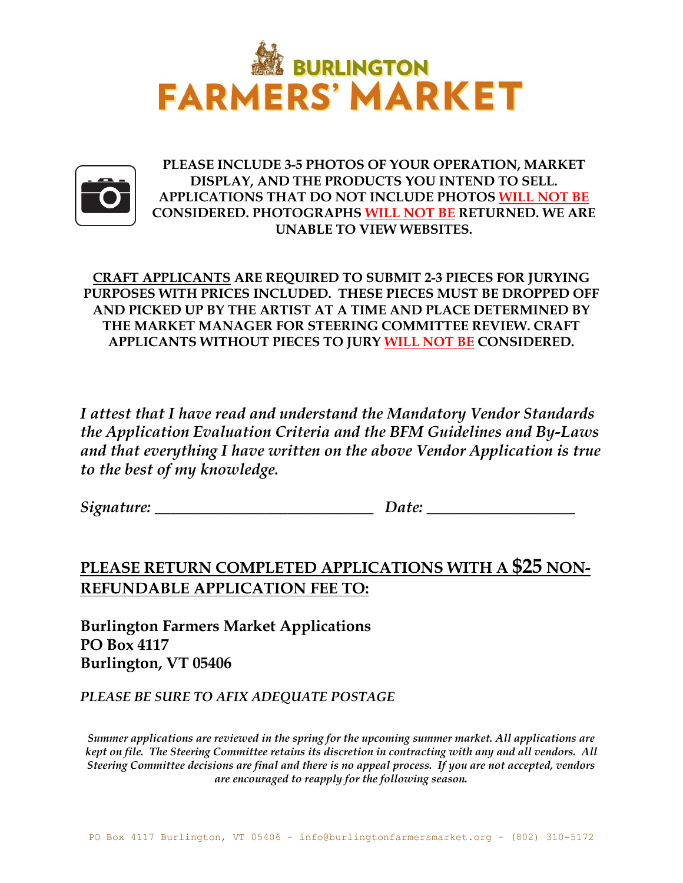# BURLINGTON FARMERS' MARKET

**PLEASE INCLUDE 3-5 PHOTOS OF YOUR OPERATION, MARKET DISPLAY, AND THE PRODUCTS YOU INTEND TO SELL. APPLICATIONS THAT DO NOT INCLUDE PHOTOS WILL NOT BE CONSIDERED. PHOTOGRAPHS WILL NOT BE RETURNED. WE ARE UNABLE TO VIEW WEBSITES.**

**CRAFT APPLICANTS ARE REQUIRED TO SUBMIT 2-3 PIECES FOR JURYING PURPOSES WITH PRICES INCLUDED. THESE PIECES MUST BE DROPPED OFF AND PICKED UP BY THE ARTIST AT A TIME AND PLACE DETERMINED BY THE MARKET MANAGER FOR STEERING COMMITTEE REVIEW. CRAFT APPLICANTS WITHOUT PIECES TO JURY WILL NOT BE CONSIDERED.**

*I attest that I have read and understand the Mandatory Vendor Standards the Application Evaluation Criteria and the BFM Guidelines and By-Laws and that everything I have written on the above Vendor Application is true to the best of my knowledge.*

*Signature:* ____________________________ *Date:* ___________________

## PLEASE RETURN COMPLETED APPLICATIONS WITH A $25 NON-REFUNDABLE APPLICATION FEE TO:

**Burlington Farmers Market Applications**
**PO Box 4117**
**Burlington, VT 05406**

*PLEASE BE SURE TO AFIX ADEQUATE POSTAGE*

*Summer applications are reviewed in the spring for the upcoming summer market. All applications are kept on file. The Steering Committee retains its discretion in contracting with any and all vendors. All Steering Committee decisions are final and there is no appeal process. If you are not accepted, vendors are encouraged to reapply for the following season.*

PO Box 4117 Burlington, VT 05406 - info@burlingtonfarmersmarket.org - (802) 310-5172